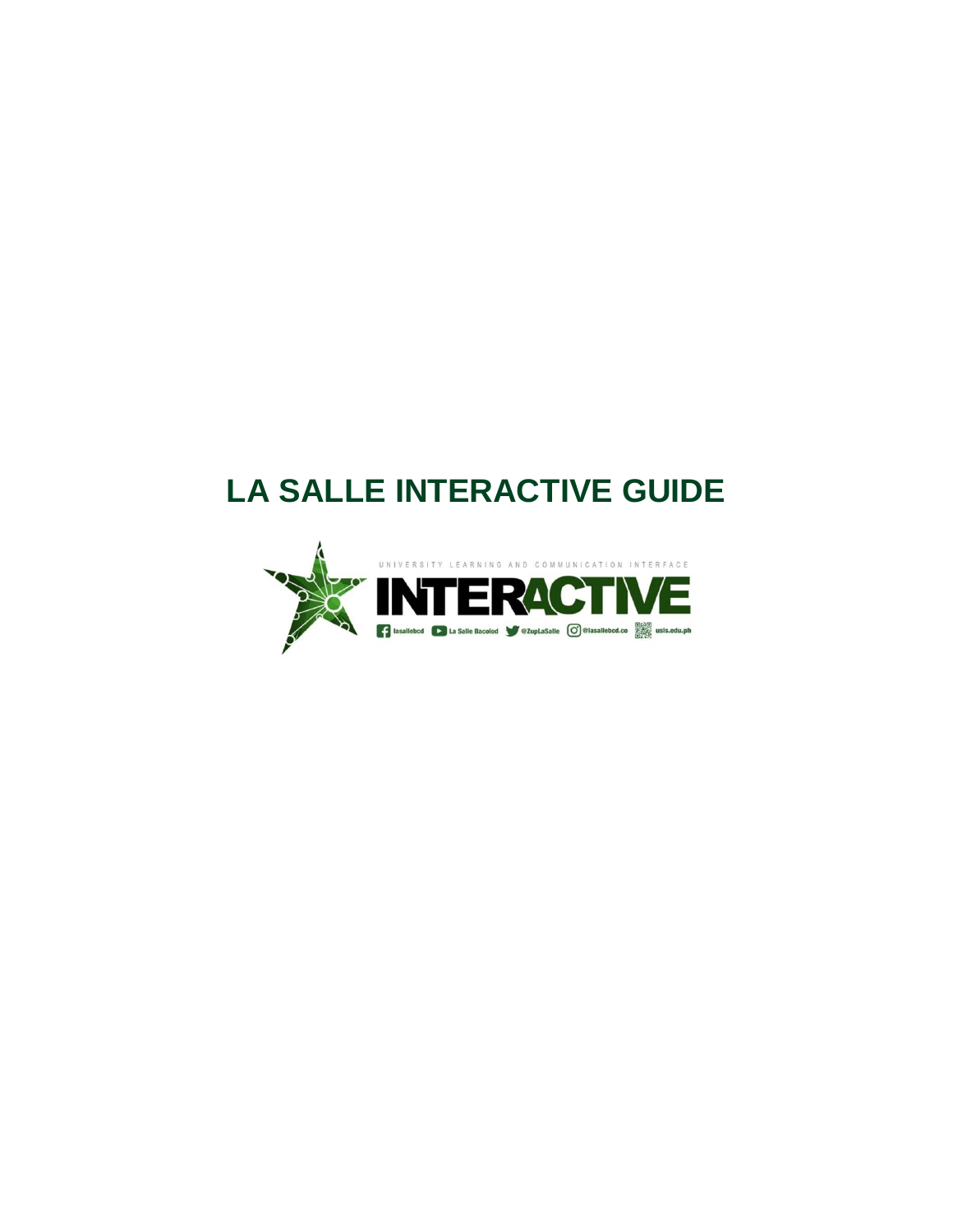# LA SALLE INTERACTIVE GUIDE

UNIVERSITY LEARNING AND COMMUNICATION INTERFACE

INTERACTIVE

lasallebcd La Salle Bacolod @ZupLaSalle @lasallebcd.co usls.edu.ph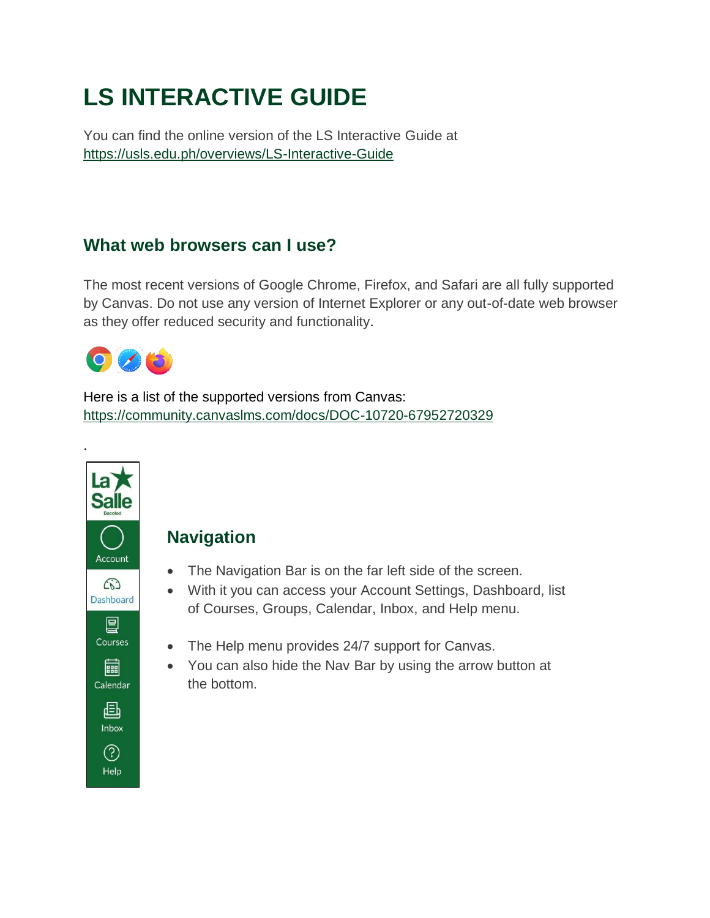# LS INTERACTIVE GUIDE

You can find the online version of the LS Interactive Guide at https://usls.edu.ph/overviews/LS-Interactive-Guide

## What web browsers can I use?

The most recent versions of Google Chrome, Firefox, and Safari are all fully supported by Canvas. Do not use any version of Internet Explorer or any out-of-date web browser as they offer reduced security and functionality.

Here is a list of the supported versions from Canvas: https://community.canvaslms.com/docs/DOC-10720-67952720329

.

## Navigation

- The Navigation Bar is on the far left side of the screen.
- With it you can access your Account Settings, Dashboard, list of Courses, Groups, Calendar, Inbox, and Help menu.
- The Help menu provides 24/7 support for Canvas.
- You can also hide the Nav Bar by using the arrow button at the bottom.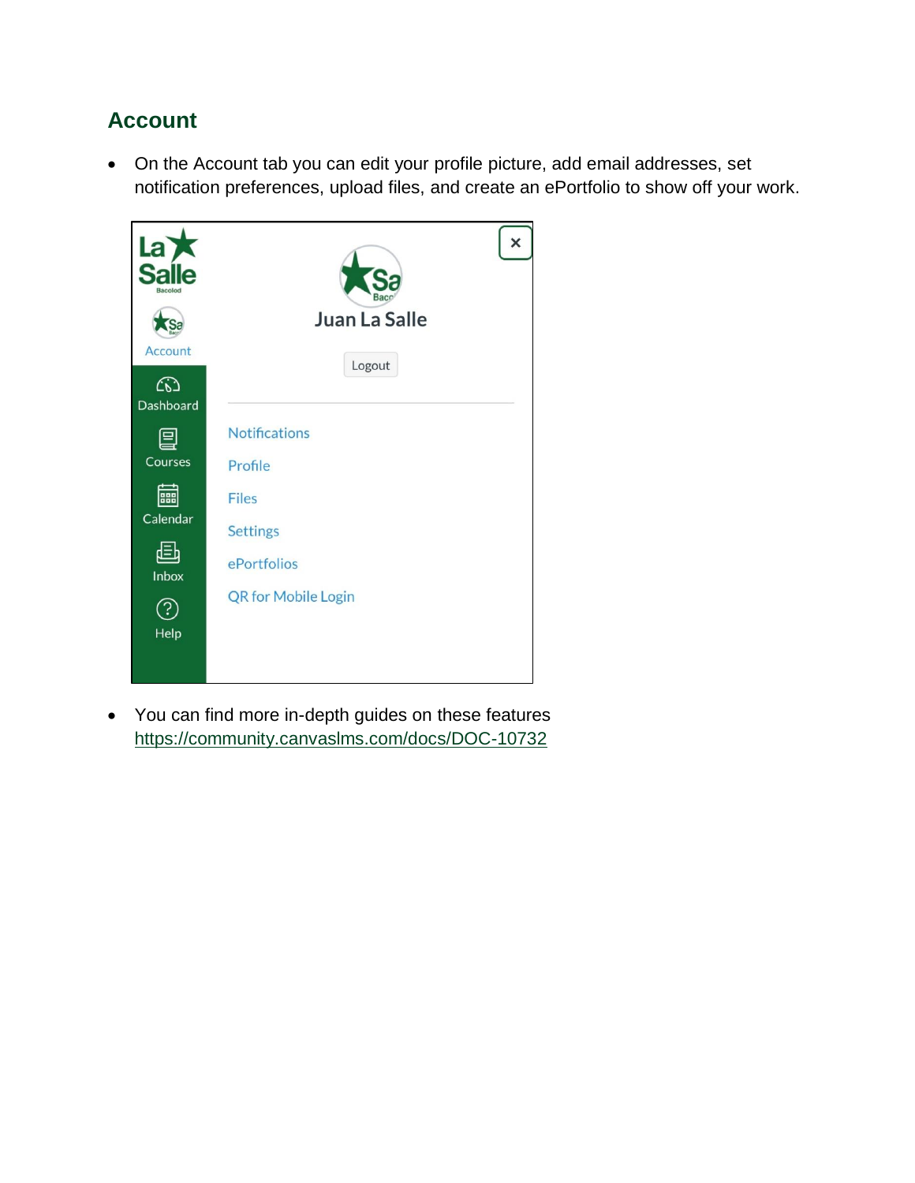## Account

- On the Account tab you can edit your profile picture, add email addresses, set notification preferences, upload files, and create an ePortfolio to show off your work.

- You can find more in-depth guides on these features https://community.canvaslms.com/docs/DOC-10732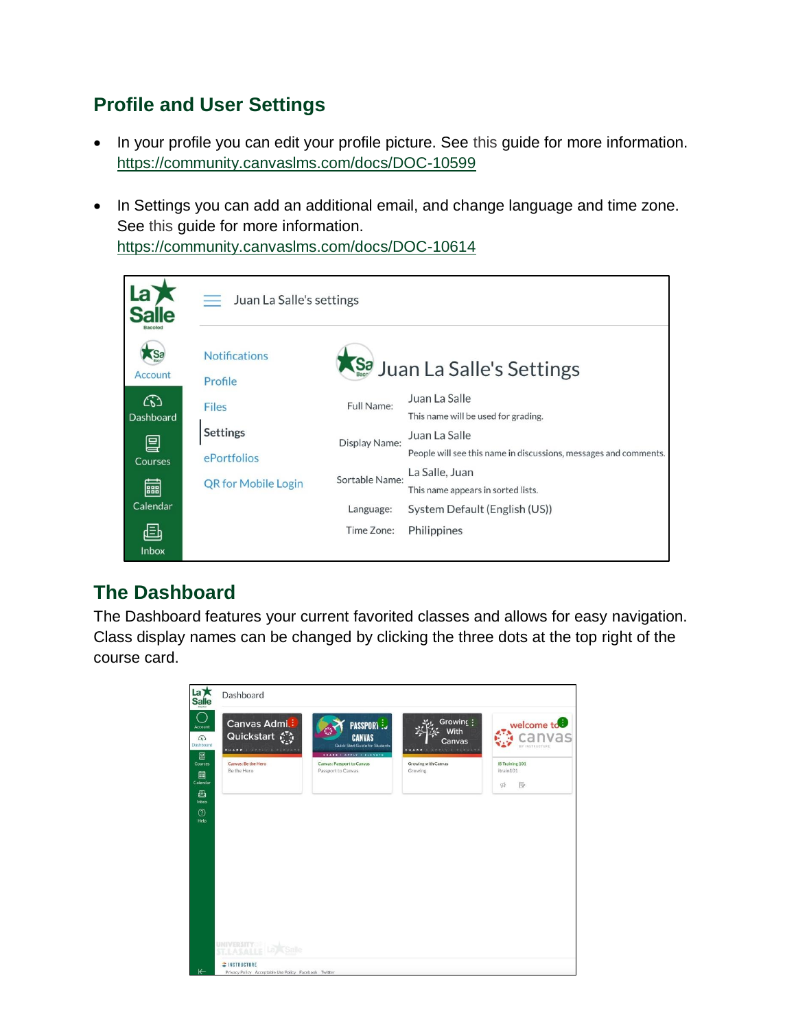## Profile and User Settings

- In your profile you can edit your profile picture. See this guide for more information. https://community.canvaslms.com/docs/DOC-10599

- In Settings you can add an additional email, and change language and time zone. See this guide for more information. https://community.canvaslms.com/docs/DOC-10614

## The Dashboard

The Dashboard features your current favorited classes and allows for easy navigation. Class display names can be changed by clicking the three dots at the top right of the course card.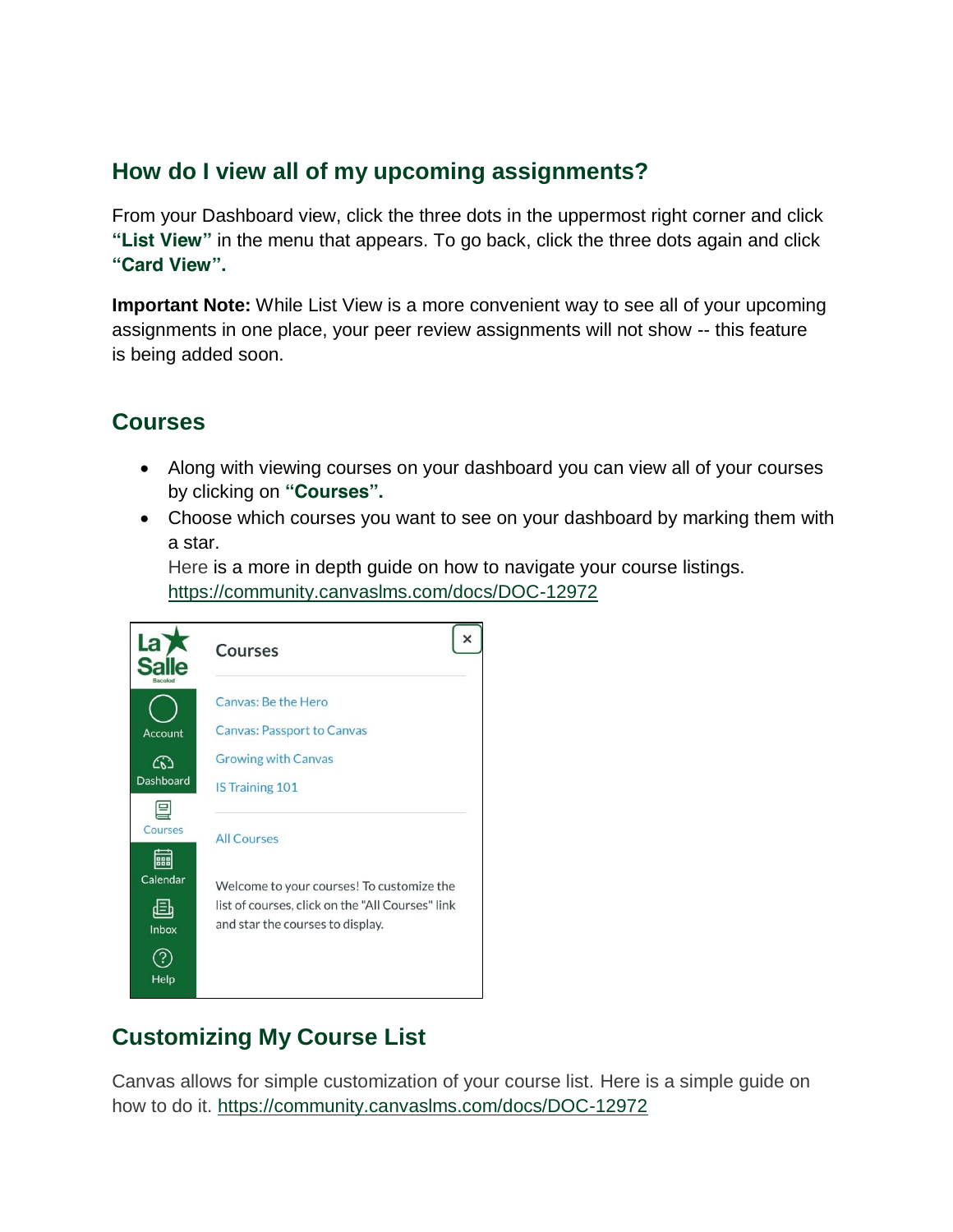## How do I view all of my upcoming assignments?

From your Dashboard view, click the three dots in the uppermost right corner and click **"List View"** in the menu that appears. To go back, click the three dots again and click **"Card View".**

**Important Note:** While List View is a more convenient way to see all of your upcoming assignments in one place, your peer review assignments will not show -- this feature is being added soon.

## Courses

- Along with viewing courses on your dashboard you can view all of your courses by clicking on **"Courses".**
- Choose which courses you want to see on your dashboard by marking them with a star.
  Here is a more in depth guide on how to navigate your course listings. https://community.canvaslms.com/docs/DOC-12972

## Customizing My Course List

Canvas allows for simple customization of your course list. Here is a simple guide on how to do it. https://community.canvaslms.com/docs/DOC-12972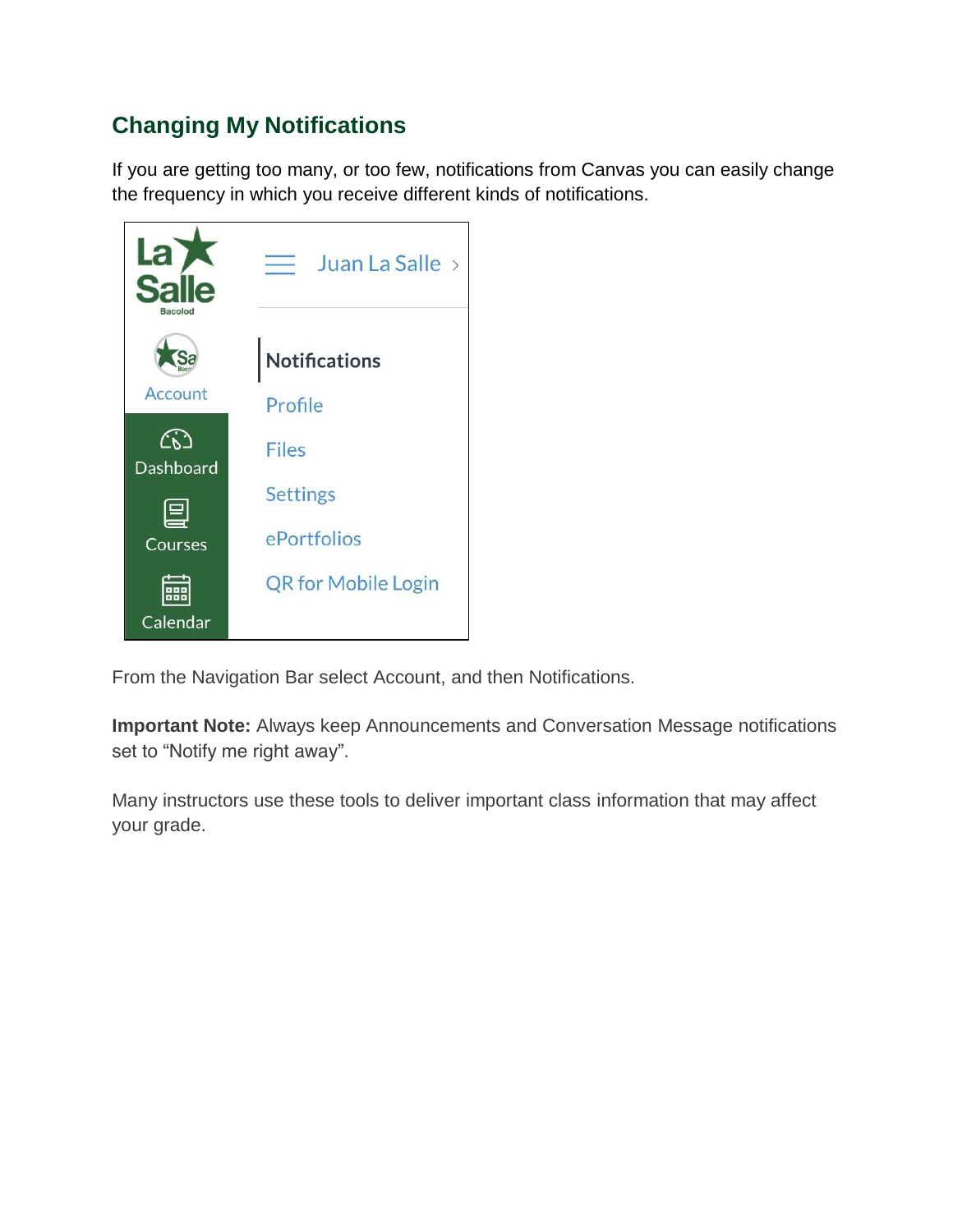## Changing My Notifications

If you are getting too many, or too few, notifications from Canvas you can easily change the frequency in which you receive different kinds of notifications.

From the Navigation Bar select Account, and then Notifications.

**Important Note:** Always keep Announcements and Conversation Message notifications set to "Notify me right away".

Many instructors use these tools to deliver important class information that may affect your grade.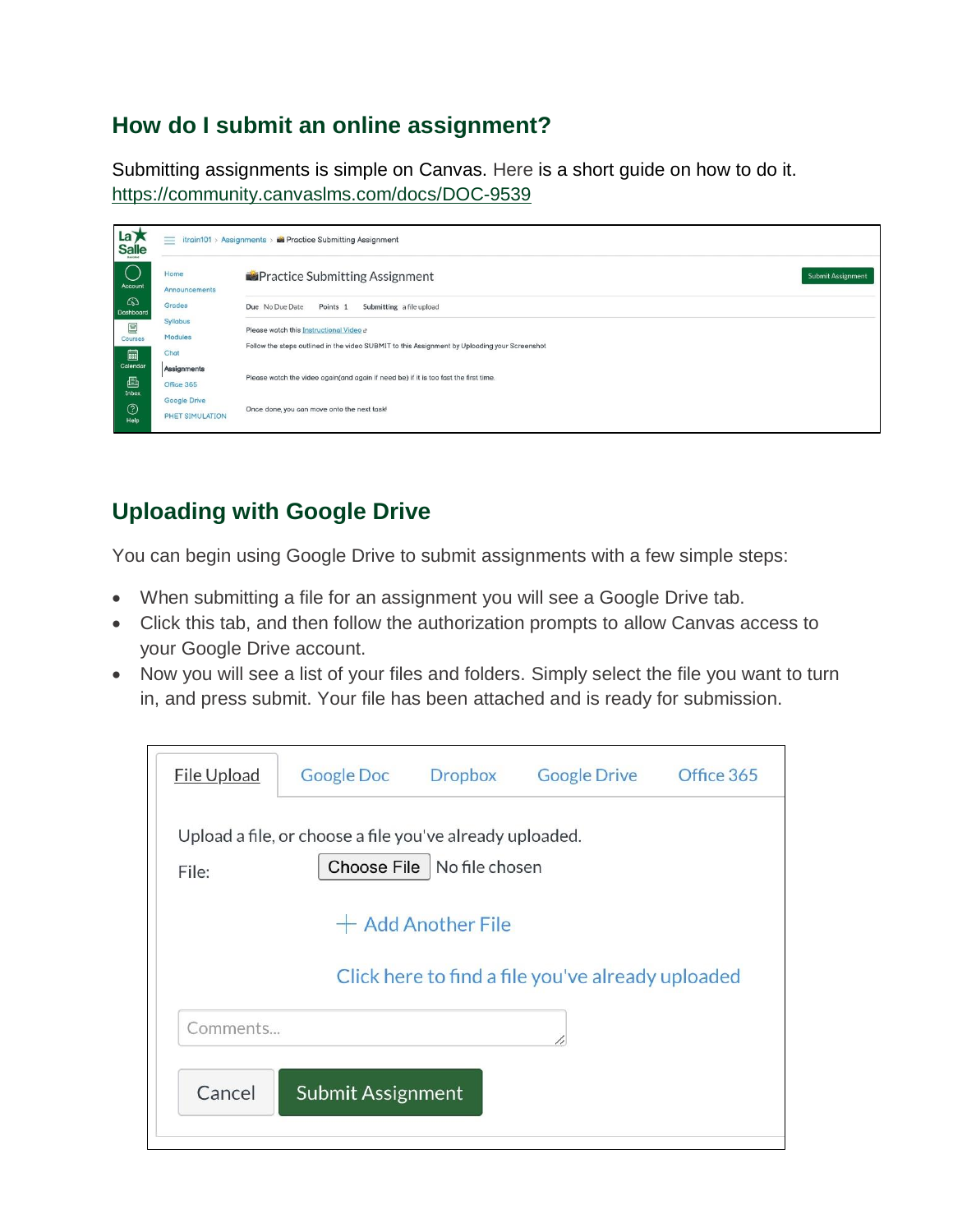## How do I submit an online assignment?

Submitting assignments is simple on Canvas. Here is a short guide on how to do it. https://community.canvaslms.com/docs/DOC-9539

## Uploading with Google Drive

You can begin using Google Drive to submit assignments with a few simple steps:

- When submitting a file for an assignment you will see a Google Drive tab.
- Click this tab, and then follow the authorization prompts to allow Canvas access to your Google Drive account.
- Now you will see a list of your files and folders. Simply select the file you want to turn in, and press submit. Your file has been attached and is ready for submission.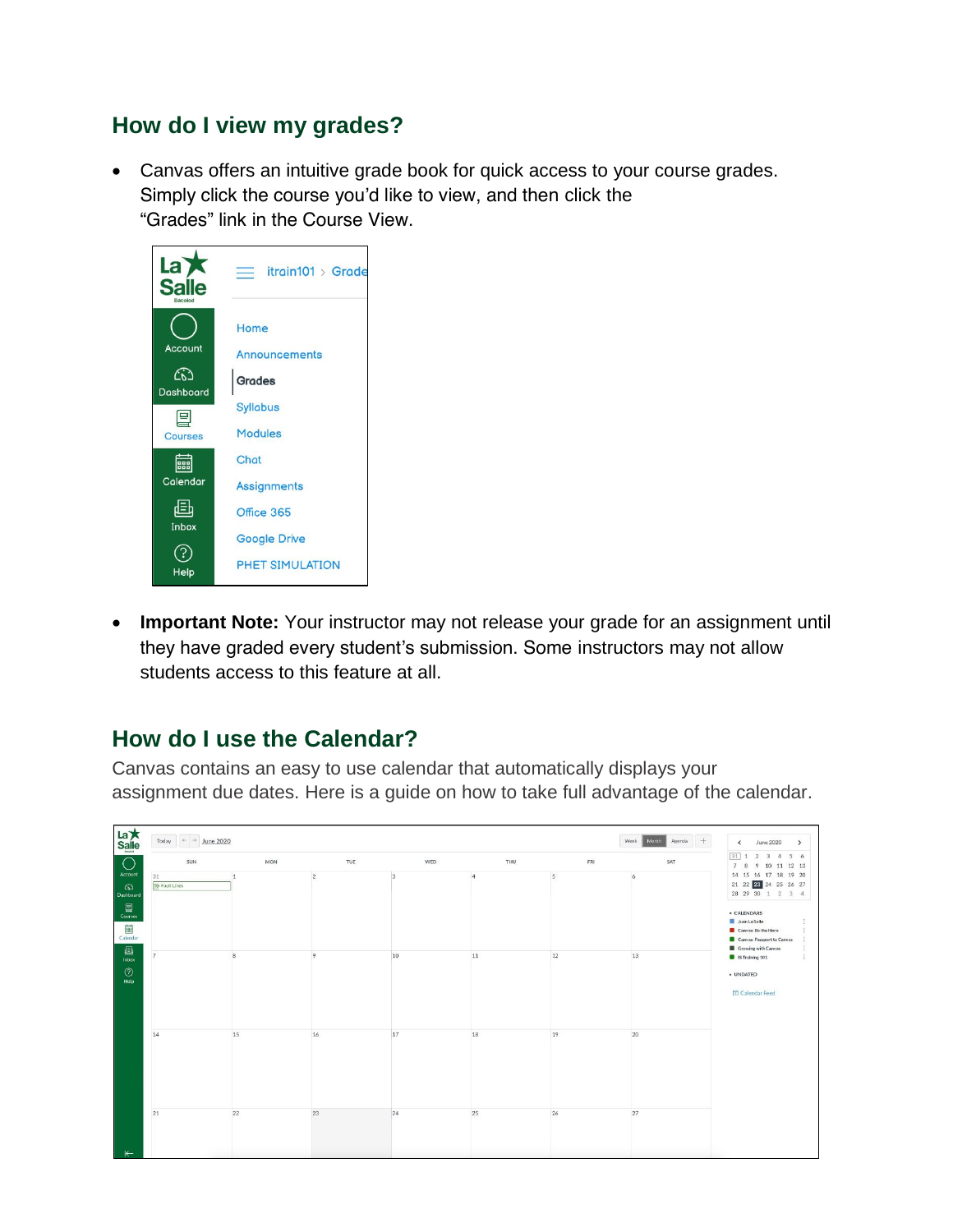## How do I view my grades?

- Canvas offers an intuitive grade book for quick access to your course grades. Simply click the course you'd like to view, and then click the "Grades" link in the Course View.

- **Important Note:** Your instructor may not release your grade for an assignment until they have graded every student's submission. Some instructors may not allow students access to this feature at all.

## How do I use the Calendar?

Canvas contains an easy to use calendar that automatically displays your assignment due dates. Here is a guide on how to take full advantage of the calendar.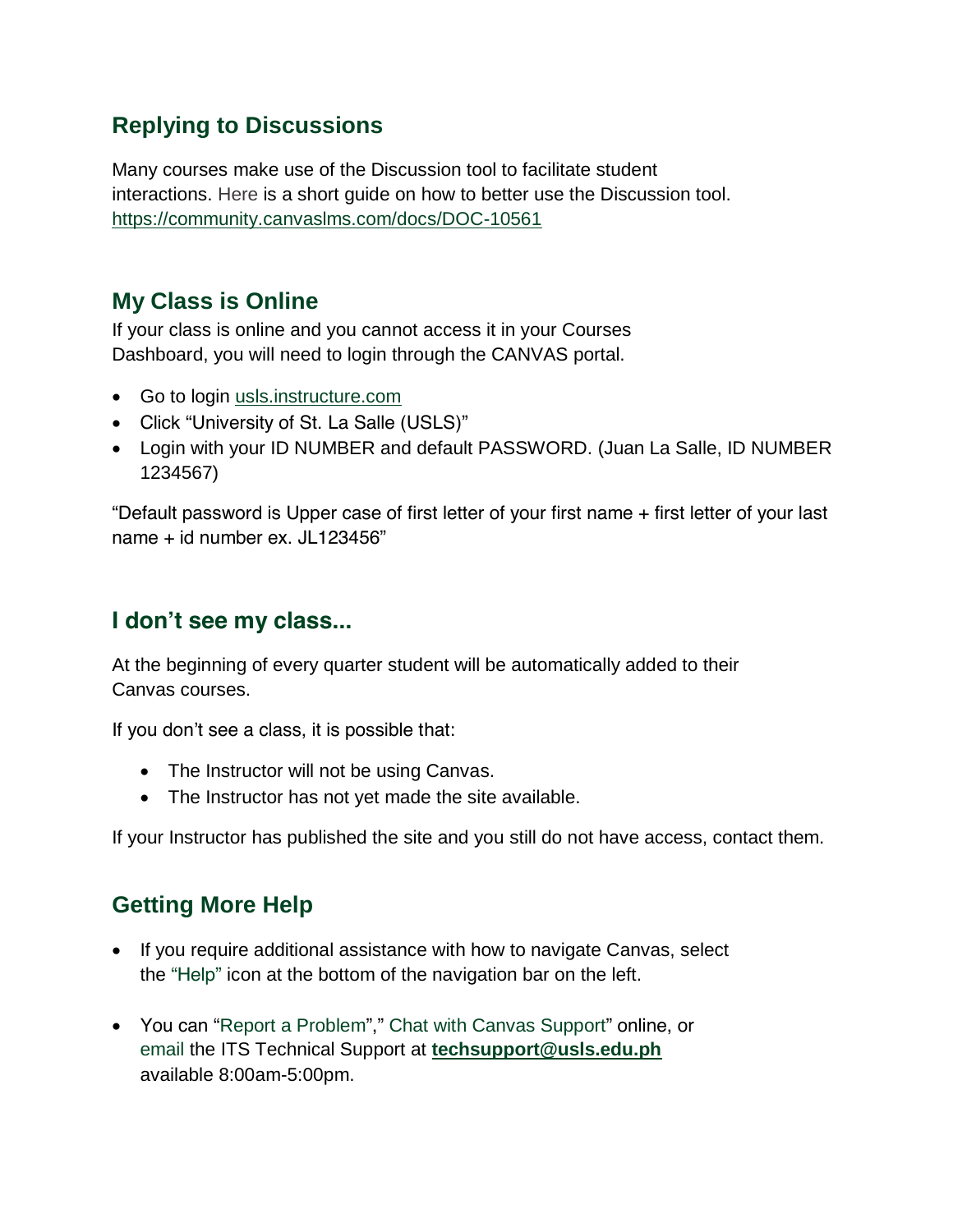## Replying to Discussions

Many courses make use of the Discussion tool to facilitate student interactions. Here is a short guide on how to better use the Discussion tool. https://community.canvaslms.com/docs/DOC-10561

## My Class is Online

If your class is online and you cannot access it in your Courses Dashboard, you will need to login through the CANVAS portal.

- Go to login usls.instructure.com
- Click "University of St. La Salle (USLS)"
- Login with your ID NUMBER and default PASSWORD. (Juan La Salle, ID NUMBER 1234567)

"Default password is Upper case of first letter of your first name + first letter of your last name + id number ex. JL123456"

## I don't see my class...

At the beginning of every quarter student will be automatically added to their Canvas courses.

If you don't see a class, it is possible that:

- The Instructor will not be using Canvas.
- The Instructor has not yet made the site available.

If your Instructor has published the site and you still do not have access, contact them.

## Getting More Help

- If you require additional assistance with how to navigate Canvas, select the "Help" icon at the bottom of the navigation bar on the left.

- You can "Report a Problem"," Chat with Canvas Support" online, or email the ITS Technical Support at **techsupport@usls.edu.ph** available 8:00am-5:00pm.